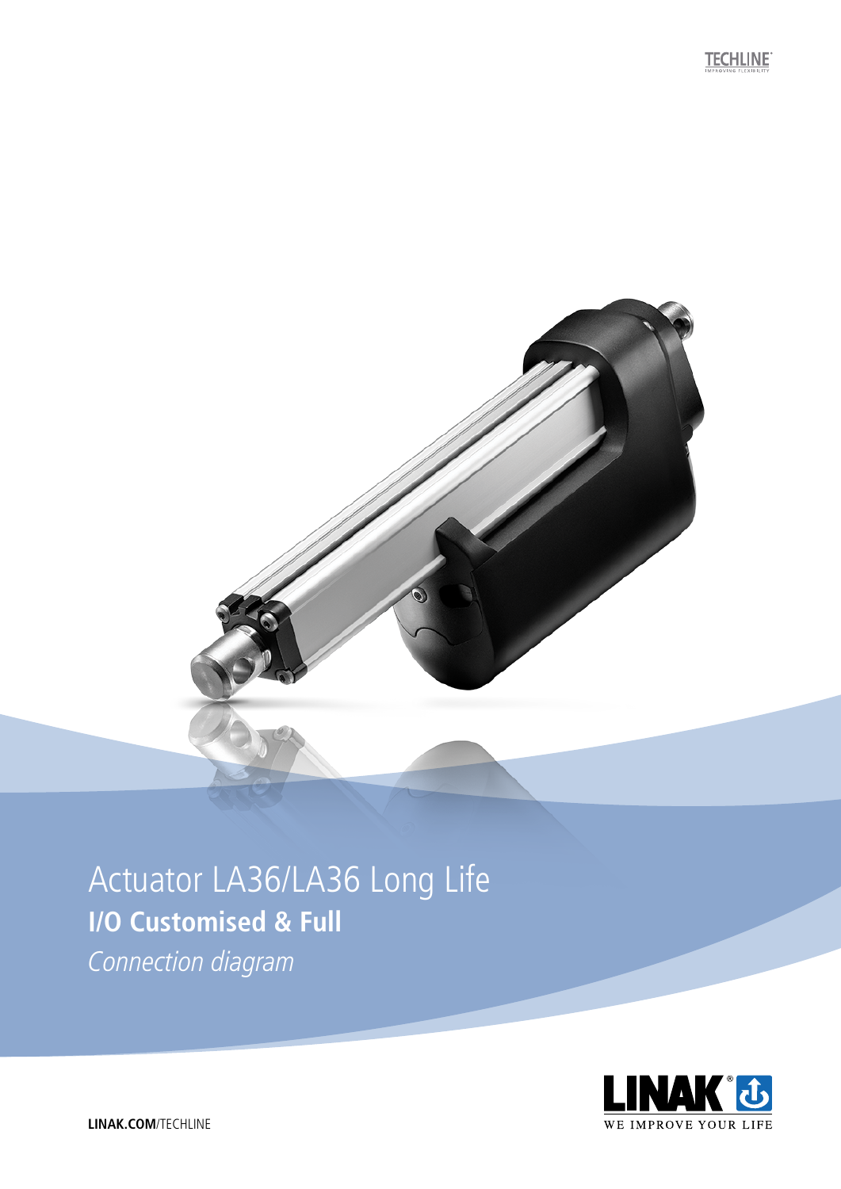TECHLINE
IMPROVING FLEXIBILITY

# Actuator LA36/LA36 Long Life

## I/O Customised & Full

*Connection diagram*

LINAK WE IMPROVE YOUR LIFE

**LINAK.COM**/TECHLINE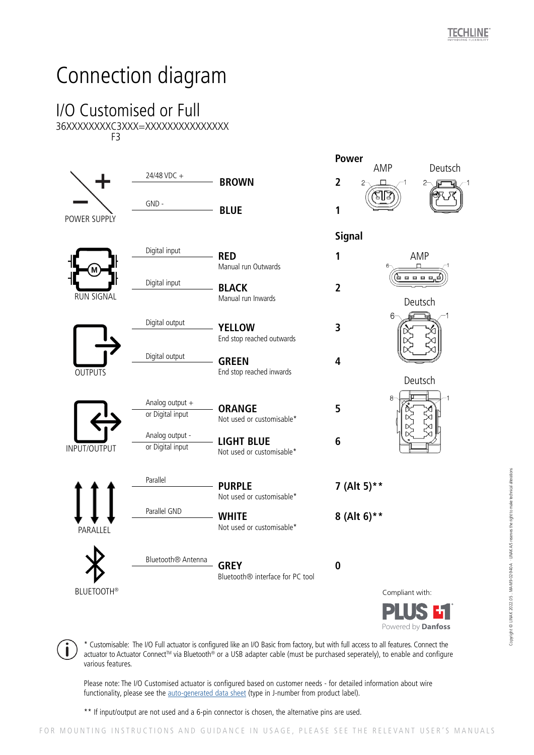# Connection diagram

## I/O Customised or Full

36XXXXXXXXC3XXX=XXXXXXXXXXXXXXX
F3

| Function | Signal | Wire colour | Pin |
|---|---|---|---|
| POWER SUPPLY | 24/48 VDC + | **BROWN** | **2** |
| | GND - | **BLUE** | **1** |
| RUN SIGNAL | Digital input | **RED** Manual run Outwards | **1** |
| | Digital input | **BLACK** Manual run Inwards | **2** |
| OUTPUTS | Digital output | **YELLOW** End stop reached outwards | **3** |
| | Digital output | **GREEN** End stop reached inwards | **4** |
| INPUT/OUTPUT | Analog output + or Digital input | **ORANGE** Not used or customisable* | **5** |
| | Analog output - or Digital input | **LIGHT BLUE** Not used or customisable* | **6** |
| PARALLEL | Parallel | **PURPLE** Not used or customisable* | **7 (Alt 5)**** |
| | Parallel GND | **WHITE** Not used or customisable* | **8 (Alt 6)**** |
| BLUETOOTH® | Bluetooth® Antenna | **GREY** Bluetooth® interface for PC tool | **0** |

**Power**: AMP, Deutsch

**Signal**: AMP, Deutsch, Deutsch

Compliant with: PLUS +1 Powered by **Danfoss**

\* Customisable: The I/O Full actuator is configured like an I/O Basic from factory, but with full access to all features. Connect the actuator to Actuator Connect™ via Bluetooth® or a USB adapter cable (must be purchased seperately), to enable and configure various features.

Please note: The I/O Customised actuator is configured based on customer needs - for detailed information about wire functionality, please see the auto-generated data sheet (type in J-number from product label).

** If input/output are not used and a 6-pin connector is chosen, the alternative pins are used.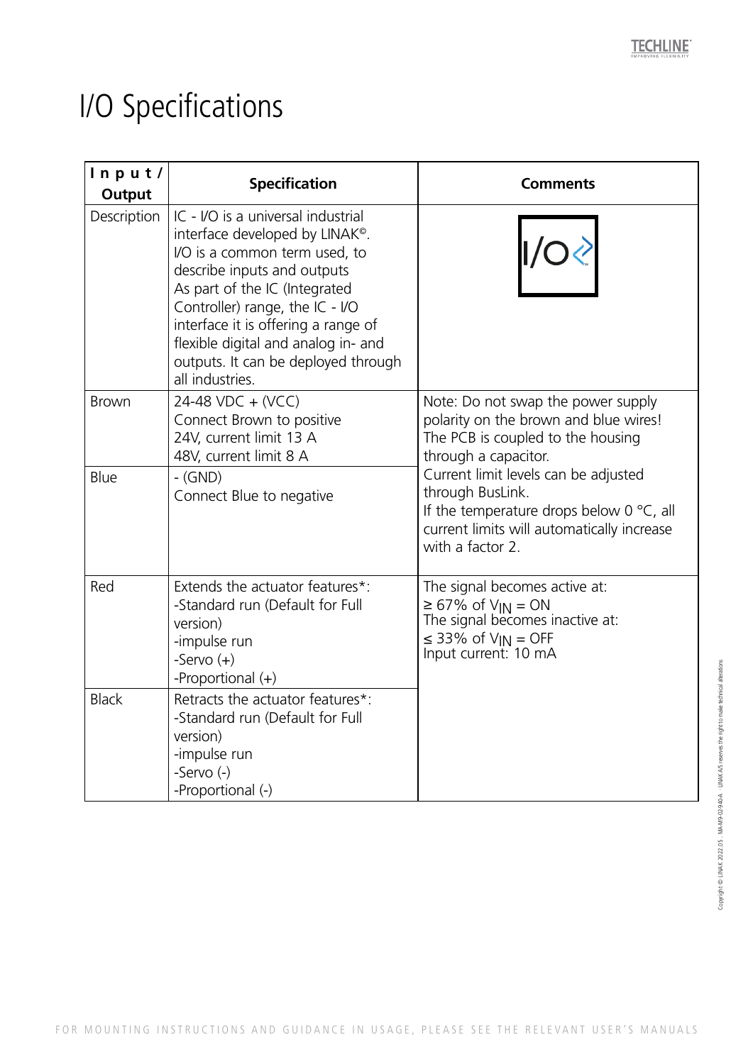# I/O Specifications

| Input / Output | Specification | Comments |
|---|---|---|
| Description | IC - I/O is a universal industrial interface developed by LINAK©. I/O is a common term used, to describe inputs and outputs As part of the IC (Integrated Controller) range, the IC - I/O interface it is offering a range of flexible digital and analog in- and outputs. It can be deployed through all industries. | |
| Brown | 24-48 VDC + (VCC)<br>Connect Brown to positive<br>24V, current limit 13 A<br>48V, current limit 8 A | Note: Do not swap the power supply polarity on the brown and blue wires! The PCB is coupled to the housing through a capacitor.<br>Current limit levels can be adjusted through BusLink.<br>If the temperature drops below 0 °C, all current limits will automatically increase with a factor 2. |
| Blue | - (GND)<br>Connect Blue to negative | |
| Red | Extends the actuator features*:<br>-Standard run (Default for Full version)<br>-impulse run<br>-Servo (+)<br>-Proportional (+) | The signal becomes active at:<br>≥ 67% of $V_{IN}$ = ON<br>The signal becomes inactive at:<br>≤ 33% of $V_{IN}$ = OFF<br>Input current: 10 mA |
| Black | Retracts the actuator features*:<br>-Standard run (Default for Full version)<br>-impulse run<br>-Servo (-)<br>-Proportional (-) | |

FOR MOUNTING INSTRUCTIONS AND GUIDANCE IN USAGE, PLEASE SEE THE RELEVANT USER'S MANUALS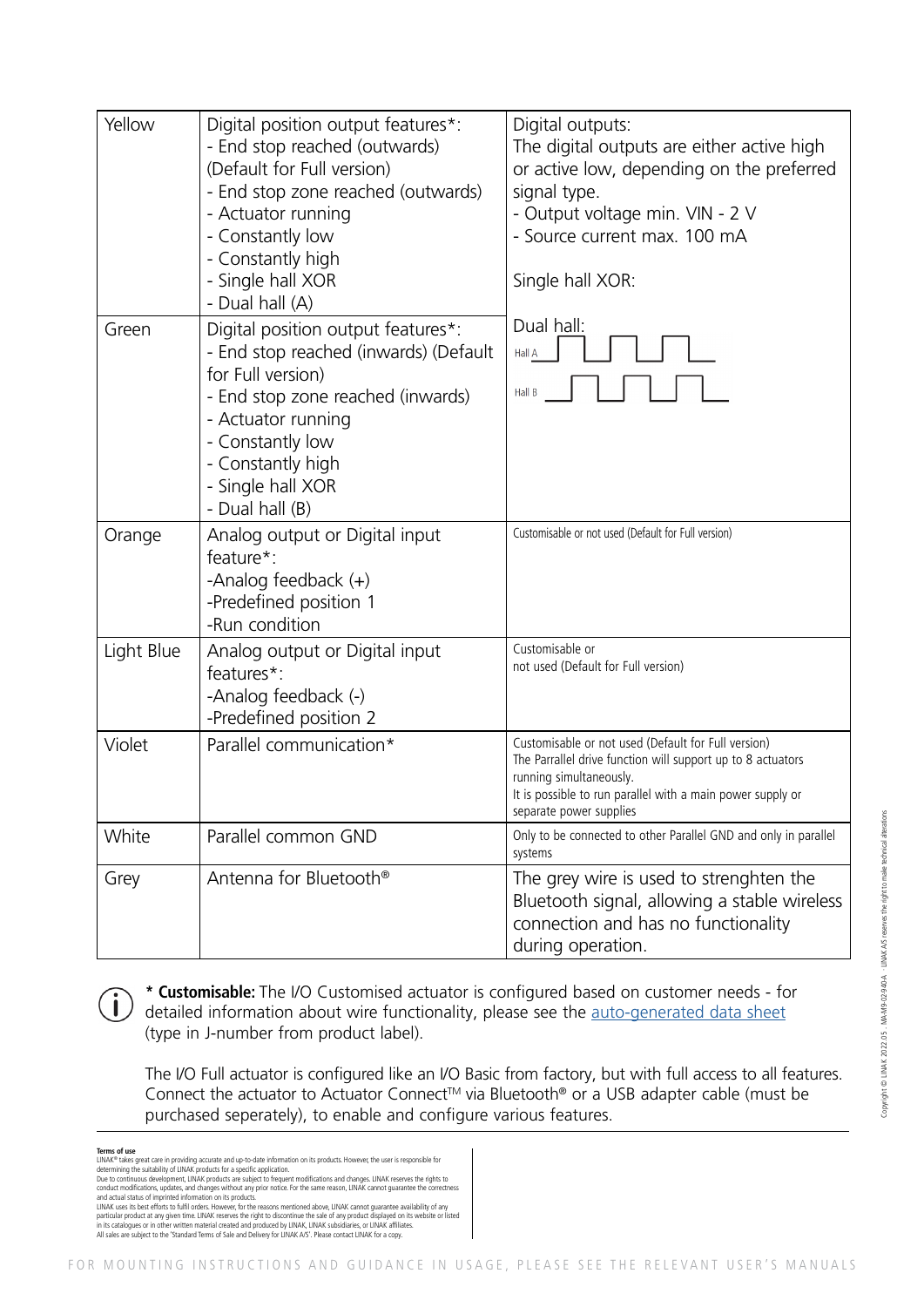| | | |
|---|---|---|
| Yellow | Digital position output features*:<br>- End stop reached (outwards) (Default for Full version)<br>- End stop zone reached (outwards)<br>- Actuator running<br>- Constantly low<br>- Constantly high<br>- Single hall XOR<br>- Dual hall (A) | Digital outputs:<br>The digital outputs are either active high or active low, depending on the preferred signal type.<br>- Output voltage min. VIN - 2 V<br>- Source current max. 100 mA<br><br>Single hall XOR: |
| Green | Digital position output features*:<br>- End stop reached (inwards) (Default for Full version)<br>- End stop zone reached (inwards)<br>- Actuator running<br>- Constantly low<br>- Constantly high<br>- Single hall XOR<br>- Dual hall (B) | Dual hall:<br>Hall A<br>Hall B |
| Orange | Analog output or Digital input feature*:<br>-Analog feedback (+)<br>-Predefined position 1<br>-Run condition | Customisable or not used (Default for Full version) |
| Light Blue | Analog output or Digital input features*:<br>-Analog feedback (-)<br>-Predefined position 2 | Customisable or not used (Default for Full version) |
| Violet | Parallel communication* | Customisable or not used (Default for Full version)<br>The Parrallel drive function will support up to 8 actuators running simultaneously.<br>It is possible to run parallel with a main power supply or separate power supplies |
| White | Parallel common GND | Only to be connected to other Parallel GND and only in parallel systems |
| Grey | Antenna for Bluetooth® | The grey wire is used to strenghten the Bluetooth signal, allowing a stable wireless connection and has no functionality during operation. |

**\* Customisable:** The I/O Customised actuator is configured based on customer needs - for detailed information about wire functionality, please see the auto-generated data sheet (type in J-number from product label).

The I/O Full actuator is configured like an I/O Basic from factory, but with full access to all features. Connect the actuator to Actuator Connect™ via Bluetooth® or a USB adapter cable (must be purchased seperately), to enable and configure various features.

**Terms of use**
LINAK® takes great care in providing accurate and up-to-date information on its products. However, the user is responsible for determining the suitability of LINAK products for a specific application.
Due to continuous development, LINAK products are subject to frequent modifications and changes. LINAK reserves the rights to conduct modifications, updates, and changes without any prior notice. For the same reason, LINAK cannot guarantee the correctness and actual status of imprinted information on its products.
LINAK uses its best efforts to fulfil orders. However, for the reasons mentioned above, LINAK cannot guarantee availability of any particular product at any given time. LINAK reserves the right to discontinue the sale of any product displayed on its website or listed in its catalogues or in other written material created and produced by LINAK, LINAK subsidiaries, or LINAK affiliates.
All sales are subject to the 'Standard Terms of Sale and Delivery for LINAK A/S'. Please contact LINAK for a copy.

FOR MOUNTING INSTRUCTIONS AND GUIDANCE IN USAGE, PLEASE SEE THE RELEVANT USER'S MANUALS

Copyright © LINAK 2022.05 · MA-M9-02-940-A · LINAK A/S reserves the right to make technical alterations